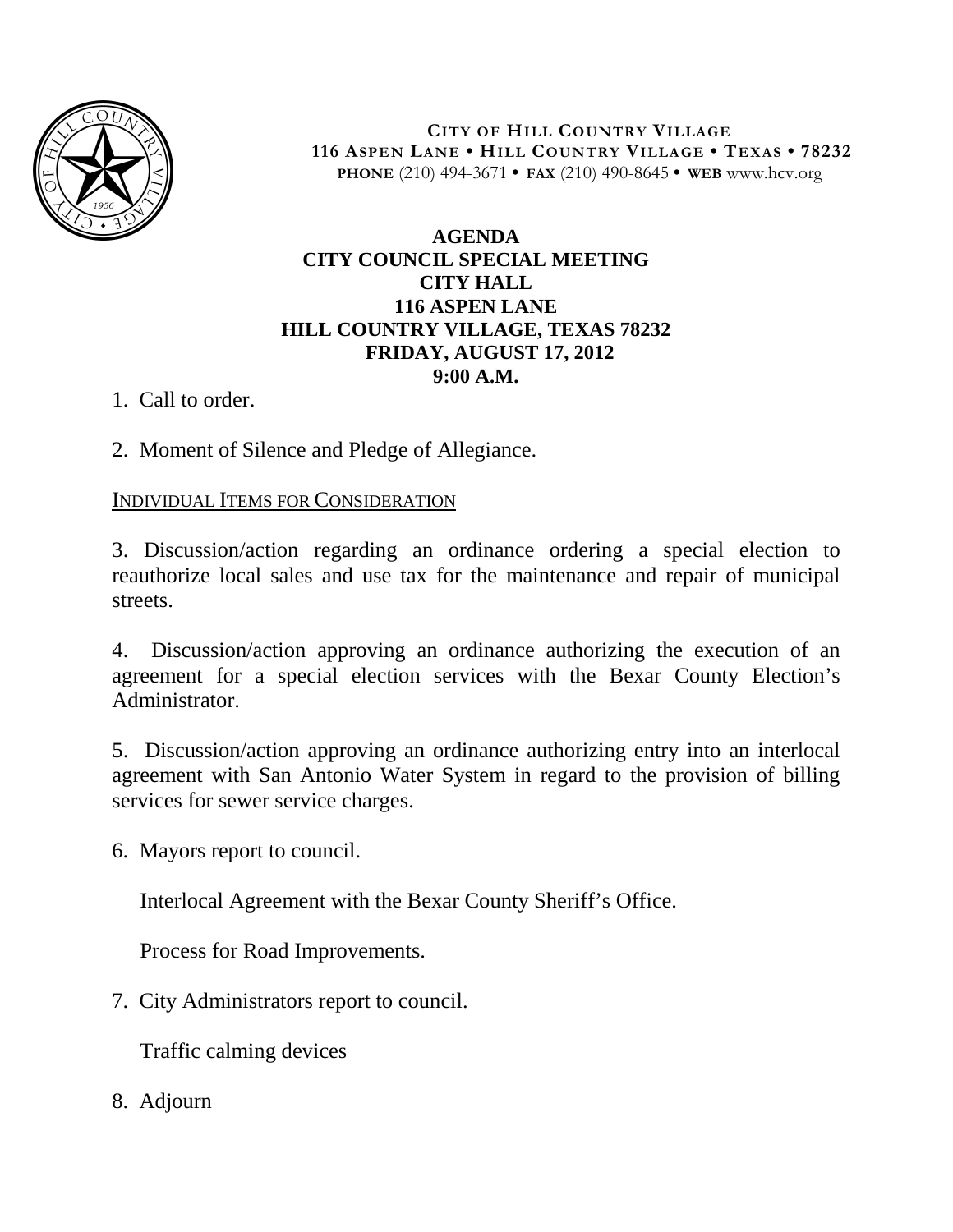**CITY OF HILL COUNTRY VILLAGE**
**116 ASPEN LANE • HILL COUNTRY VILLAGE • TEXAS • 78232**
**PHONE** (210) 494-3671 • **FAX** (210) 490-8645 • **WEB** www.hcv.org

# AGENDA
## CITY COUNCIL SPECIAL MEETING
## CITY HALL
## 116 ASPEN LANE
## HILL COUNTRY VILLAGE, TEXAS 78232
## FRIDAY, AUGUST 17, 2012
## 9:00 A.M.

1. Call to order.

2. Moment of Silence and Pledge of Allegiance.

<u>INDIVIDUAL ITEMS FOR CONSIDERATION</u>

3. Discussion/action regarding an ordinance ordering a special election to reauthorize local sales and use tax for the maintenance and repair of municipal streets.

4. Discussion/action approving an ordinance authorizing the execution of an agreement for a special election services with the Bexar County Election's Administrator.

5. Discussion/action approving an ordinance authorizing entry into an interlocal agreement with San Antonio Water System in regard to the provision of billing services for sewer service charges.

6. Mayors report to council.

   Interlocal Agreement with the Bexar County Sheriff's Office.

   Process for Road Improvements.

7. City Administrators report to council.

   Traffic calming devices

8. Adjourn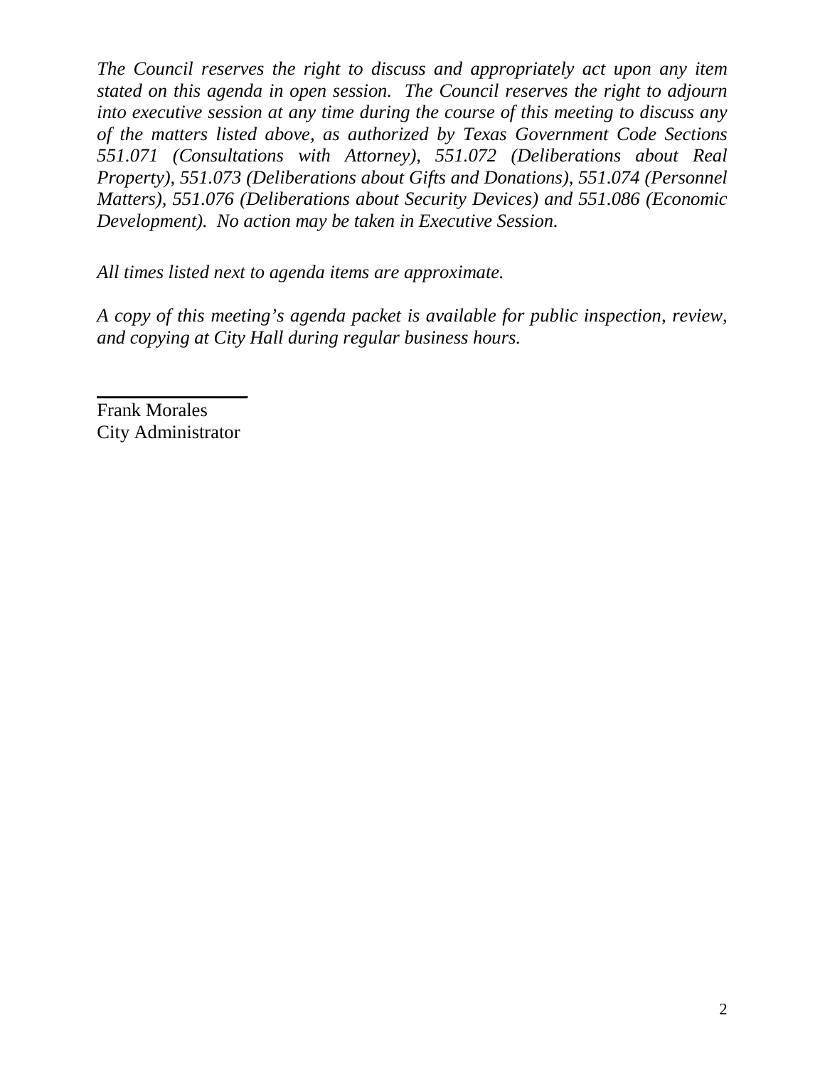*The Council reserves the right to discuss and appropriately act upon any item stated on this agenda in open session. The Council reserves the right to adjourn into executive session at any time during the course of this meeting to discuss any of the matters listed above, as authorized by Texas Government Code Sections 551.071 (Consultations with Attorney), 551.072 (Deliberations about Real Property), 551.073 (Deliberations about Gifts and Donations), 551.074 (Personnel Matters), 551.076 (Deliberations about Security Devices) and 551.086 (Economic Development). No action may be taken in Executive Session.*

*All times listed next to agenda items are approximate.*

*A copy of this meeting's agenda packet is available for public inspection, review, and copying at City Hall during regular business hours.*

\_\_\_\_\_\_\_\_\_\_\_\_\_\_\_\_\_\_

Frank Morales
City Administrator